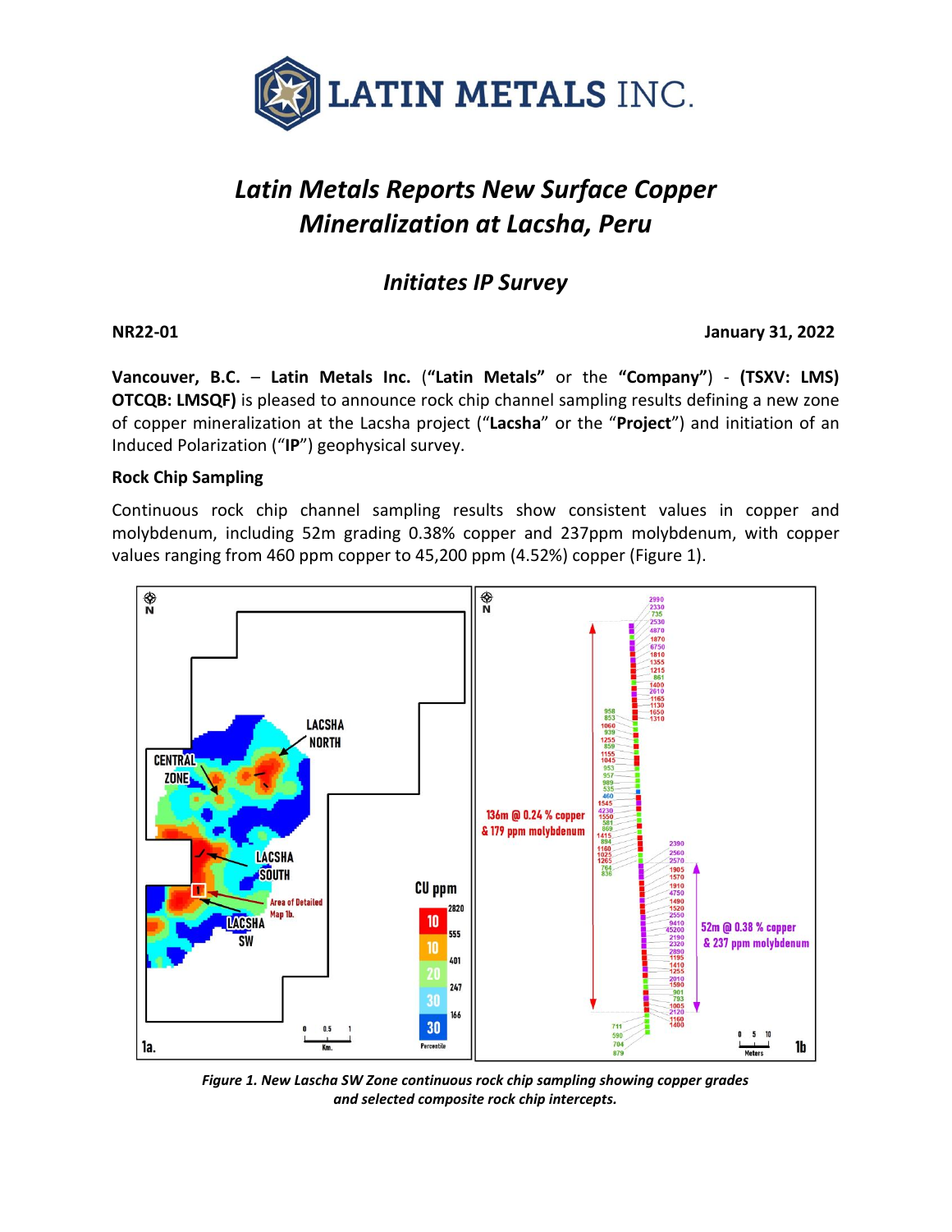# Latin Metals Reports New Surface Copper Mineralization at Lacsha, Peru

## *Initiates IP Survey*

**NR22-01** **January 31, 2022**

**Vancouver, B.C.** – **Latin Metals Inc.** (**"Latin Metals"** or the **"Company"**) - **(TSXV: LMS) OTCQB: LMSQF)** is pleased to announce rock chip channel sampling results defining a new zone of copper mineralization at the Lacsha project ("**Lacsha**" or the "**Project**") and initiation of an Induced Polarization ("**IP**") geophysical survey.

**Rock Chip Sampling**

Continuous rock chip channel sampling results show consistent values in copper and molybdenum, including 52m grading 0.38% copper and 237ppm molybdenum, with copper values ranging from 460 ppm copper to 45,200 ppm (4.52%) copper (Figure 1).

*Figure 1. New Lascha SW Zone continuous rock chip sampling showing copper grades and selected composite rock chip intercepts.*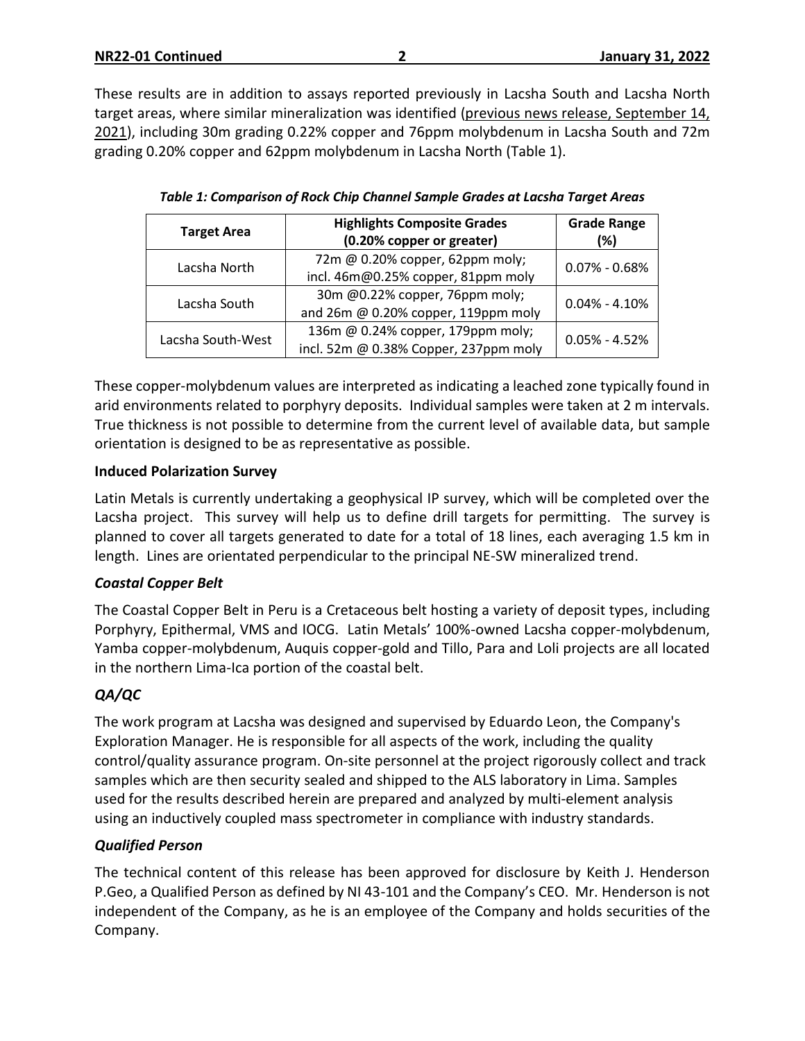These results are in addition to assays reported previously in Lacsha South and Lacsha North target areas, where similar mineralization was identified (previous news release, September 14, 2021), including 30m grading 0.22% copper and 76ppm molybdenum in Lacsha South and 72m grading 0.20% copper and 62ppm molybdenum in Lacsha North (Table 1).

***Table 1: Comparison of Rock Chip Channel Sample Grades at Lacsha Target Areas***

| Target Area | Highlights Composite Grades (0.20% copper or greater) | Grade Range (%) |
|---|---|---|
| Lacsha North | 72m @ 0.20% copper, 62ppm moly; incl. 46m@0.25% copper, 81ppm moly | 0.07% - 0.68% |
| Lacsha South | 30m @0.22% copper, 76ppm moly; and 26m @ 0.20% copper, 119ppm moly | 0.04% - 4.10% |
| Lacsha South-West | 136m @ 0.24% copper, 179ppm moly; incl. 52m @ 0.38% Copper, 237ppm moly | 0.05% - 4.52% |

These copper-molybdenum values are interpreted as indicating a leached zone typically found in arid environments related to porphyry deposits. Individual samples were taken at 2 m intervals. True thickness is not possible to determine from the current level of available data, but sample orientation is designed to be as representative as possible.

**Induced Polarization Survey**

Latin Metals is currently undertaking a geophysical IP survey, which will be completed over the Lacsha project. This survey will help us to define drill targets for permitting. The survey is planned to cover all targets generated to date for a total of 18 lines, each averaging 1.5 km in length. Lines are orientated perpendicular to the principal NE-SW mineralized trend.

***Coastal Copper Belt***

The Coastal Copper Belt in Peru is a Cretaceous belt hosting a variety of deposit types, including Porphyry, Epithermal, VMS and IOCG. Latin Metals' 100%-owned Lacsha copper-molybdenum, Yamba copper-molybdenum, Auquis copper-gold and Tillo, Para and Loli projects are all located in the northern Lima-Ica portion of the coastal belt.

## *QA/QC*

The work program at Lacsha was designed and supervised by Eduardo Leon, the Company's Exploration Manager. He is responsible for all aspects of the work, including the quality control/quality assurance program. On-site personnel at the project rigorously collect and track samples which are then security sealed and shipped to the ALS laboratory in Lima. Samples used for the results described herein are prepared and analyzed by multi-element analysis using an inductively coupled mass spectrometer in compliance with industry standards.

## *Qualified Person*

The technical content of this release has been approved for disclosure by Keith J. Henderson P.Geo, a Qualified Person as defined by NI 43-101 and the Company's CEO. Mr. Henderson is not independent of the Company, as he is an employee of the Company and holds securities of the Company.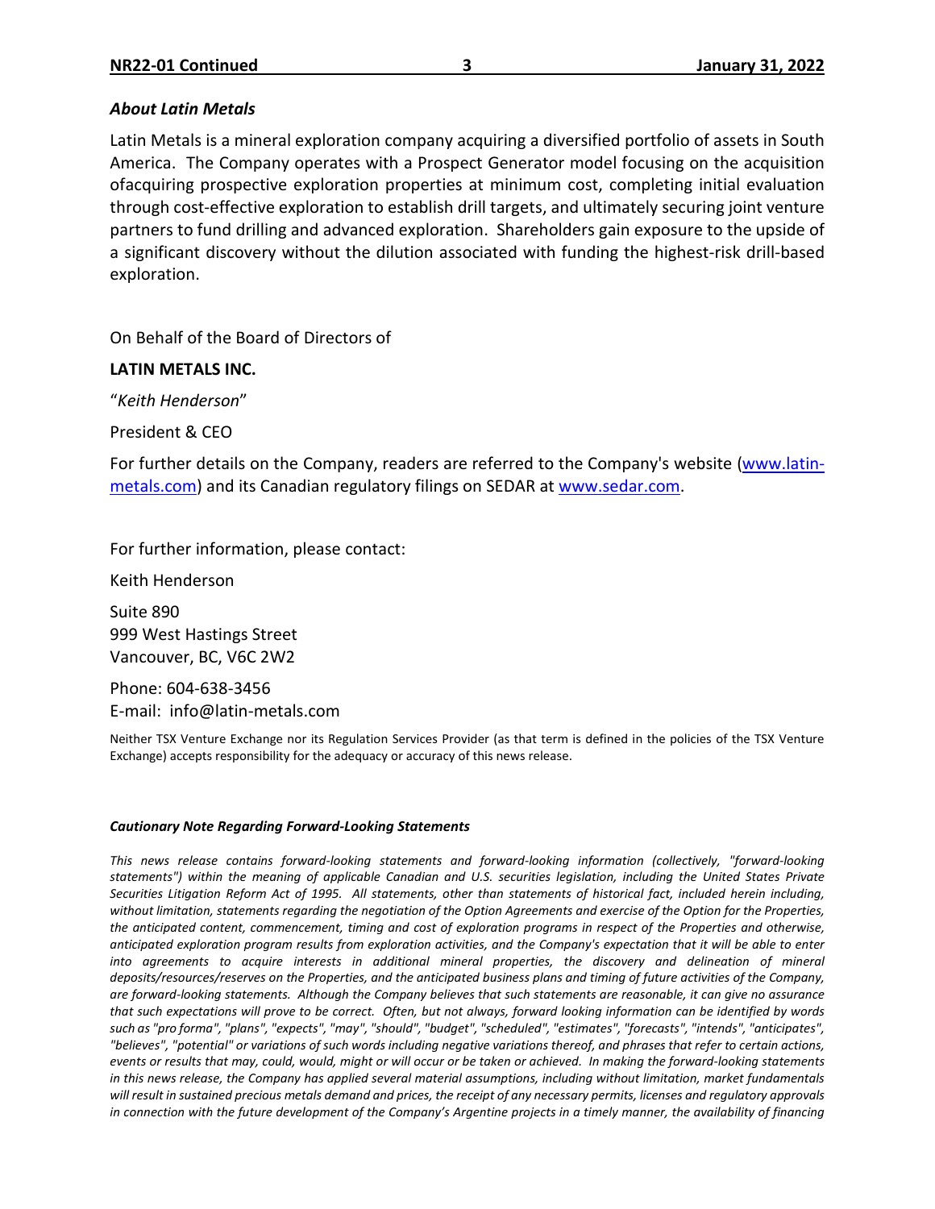### *About Latin Metals*

Latin Metals is a mineral exploration company acquiring a diversified portfolio of assets in South America. The Company operates with a Prospect Generator model focusing on the acquisition ofacquiring prospective exploration properties at minimum cost, completing initial evaluation through cost-effective exploration to establish drill targets, and ultimately securing joint venture partners to fund drilling and advanced exploration. Shareholders gain exposure to the upside of a significant discovery without the dilution associated with funding the highest-risk drill-based exploration.

On Behalf of the Board of Directors of

**LATIN METALS INC.**

"*Keith Henderson*"

President & CEO

For further details on the Company, readers are referred to the Company's website (www.latin-metals.com) and its Canadian regulatory filings on SEDAR at www.sedar.com.

For further information, please contact:

Keith Henderson

Suite 890
999 West Hastings Street
Vancouver, BC, V6C 2W2

Phone: 604-638-3456
E-mail: info@latin-metals.com

Neither TSX Venture Exchange nor its Regulation Services Provider (as that term is defined in the policies of the TSX Venture Exchange) accepts responsibility for the adequacy or accuracy of this news release.

***Cautionary Note Regarding Forward-Looking Statements***

*This news release contains forward-looking statements and forward-looking information (collectively, "forward-looking statements") within the meaning of applicable Canadian and U.S. securities legislation, including the United States Private Securities Litigation Reform Act of 1995. All statements, other than statements of historical fact, included herein including, without limitation, statements regarding the negotiation of the Option Agreements and exercise of the Option for the Properties, the anticipated content, commencement, timing and cost of exploration programs in respect of the Properties and otherwise, anticipated exploration program results from exploration activities, and the Company's expectation that it will be able to enter into agreements to acquire interests in additional mineral properties, the discovery and delineation of mineral deposits/resources/reserves on the Properties, and the anticipated business plans and timing of future activities of the Company, are forward-looking statements. Although the Company believes that such statements are reasonable, it can give no assurance that such expectations will prove to be correct. Often, but not always, forward looking information can be identified by words such as "pro forma", "plans", "expects", "may", "should", "budget", "scheduled", "estimates", "forecasts", "intends", "anticipates", "believes", "potential" or variations of such words including negative variations thereof, and phrases that refer to certain actions, events or results that may, could, would, might or will occur or be taken or achieved. In making the forward-looking statements in this news release, the Company has applied several material assumptions, including without limitation, market fundamentals will result in sustained precious metals demand and prices, the receipt of any necessary permits, licenses and regulatory approvals in connection with the future development of the Company's Argentine projects in a timely manner, the availability of financing*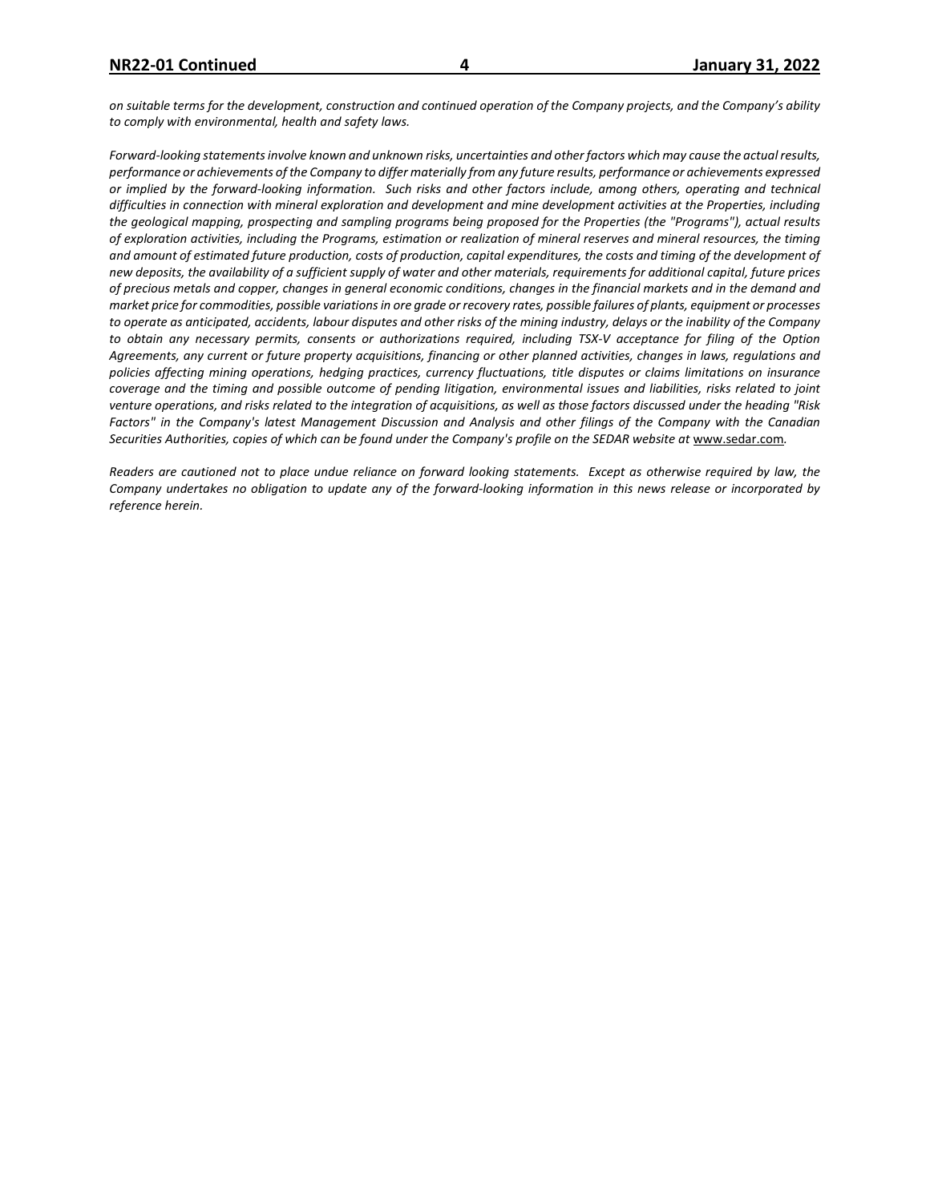*on suitable terms for the development, construction and continued operation of the Company projects, and the Company's ability to comply with environmental, health and safety laws.*

*Forward-looking statements involve known and unknown risks, uncertainties and other factors which may cause the actual results, performance or achievements of the Company to differ materially from any future results, performance or achievements expressed or implied by the forward-looking information. Such risks and other factors include, among others, operating and technical difficulties in connection with mineral exploration and development and mine development activities at the Properties, including the geological mapping, prospecting and sampling programs being proposed for the Properties (the "Programs"), actual results of exploration activities, including the Programs, estimation or realization of mineral reserves and mineral resources, the timing and amount of estimated future production, costs of production, capital expenditures, the costs and timing of the development of new deposits, the availability of a sufficient supply of water and other materials, requirements for additional capital, future prices of precious metals and copper, changes in general economic conditions, changes in the financial markets and in the demand and market price for commodities, possible variations in ore grade or recovery rates, possible failures of plants, equipment or processes to operate as anticipated, accidents, labour disputes and other risks of the mining industry, delays or the inability of the Company to obtain any necessary permits, consents or authorizations required, including TSX-V acceptance for filing of the Option Agreements, any current or future property acquisitions, financing or other planned activities, changes in laws, regulations and policies affecting mining operations, hedging practices, currency fluctuations, title disputes or claims limitations on insurance coverage and the timing and possible outcome of pending litigation, environmental issues and liabilities, risks related to joint venture operations, and risks related to the integration of acquisitions, as well as those factors discussed under the heading "Risk Factors" in the Company's latest Management Discussion and Analysis and other filings of the Company with the Canadian Securities Authorities, copies of which can be found under the Company's profile on the SEDAR website at* www.sedar.com*.*

*Readers are cautioned not to place undue reliance on forward looking statements. Except as otherwise required by law, the Company undertakes no obligation to update any of the forward-looking information in this news release or incorporated by reference herein.*